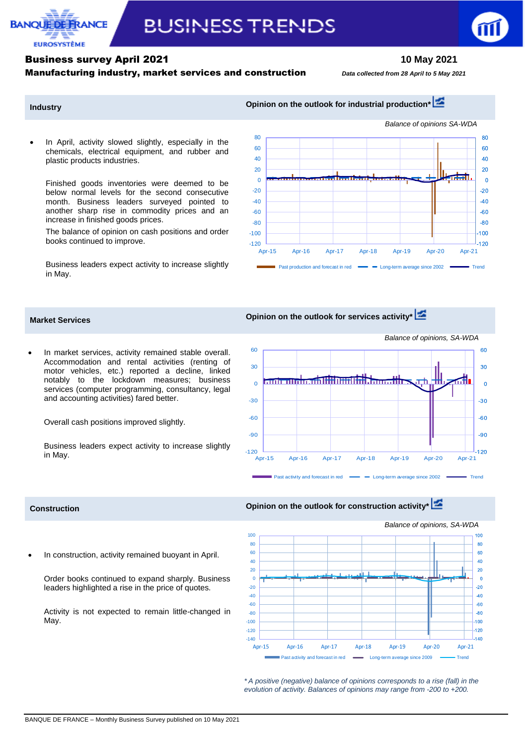# Business survey April 2021

**10 May 2021**

## Manufacturing industry, market services and construction

*Data collected from 28 April to 5 May 2021*

## Industry

- In April, activity slowed slightly, especially in the chemicals, electrical equipment, and rubber and plastic products industries.

  Finished goods inventories were deemed to be below normal levels for the second consecutive month. Business leaders surveyed pointed to another sharp rise in commodity prices and an increase in finished goods prices.

  The balance of opinion on cash positions and order books continued to improve.

  Business leaders expect activity to increase slightly in May.

**Opinion on the outlook for industrial production***

*Balance of opinions SA-WDA*

Past production and forecast in red — Long-term average since 2002 — Trend

## Market Services

- In market services, activity remained stable overall. Accommodation and rental activities (renting of motor vehicles, etc.) reported a decline, linked notably to the lockdown measures; business services (computer programming, consultancy, legal and accounting activities) fared better.

  Overall cash positions improved slightly.

  Business leaders expect activity to increase slightly in May.

**Opinion on the outlook for services activity***

*Balance of opinions, SA-WDA*

Past activity and forecast in red — Long-term average since 2002 — Trend

## Construction

- In construction, activity remained buoyant in April.

  Order books continued to expand sharply. Business leaders highlighted a rise in the price of quotes.

  Activity is not expected to remain little-changed in May.

**Opinion on the outlook for construction activity***

*Balance of opinions, SA-WDA*

Past activity and forecast in red — Long-term average since 2009 — Trend

*\* A positive (negative) balance of opinions corresponds to a rise (fall) in the evolution of activity. Balances of opinions may range from -200 to +200.*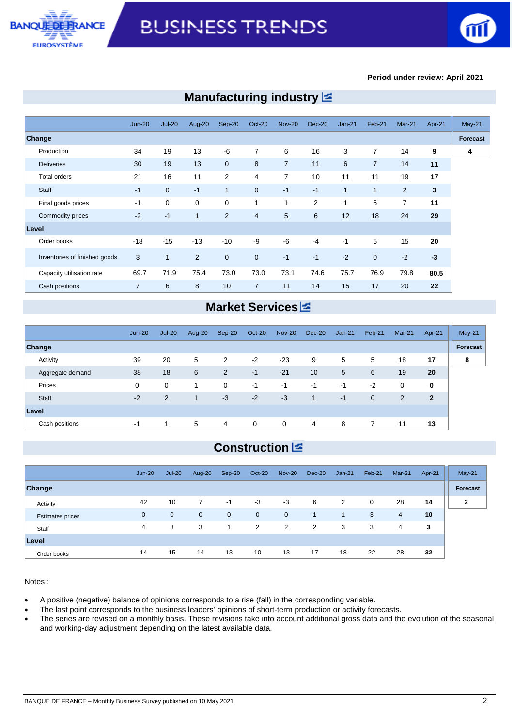Period under review: April 2021

## Manufacturing industry

| | Jun-20 | Jul-20 | Aug-20 | Sep-20 | Oct-20 | Nov-20 | Dec-20 | Jan-21 | Feb-21 | Mar-21 | Apr-21 | May-21 |
|---|---|---|---|---|---|---|---|---|---|---|---|---|
| **Change** | | | | | | | | | | | | **Forecast** |
| Production | 34 | 19 | 13 | -6 | 7 | 6 | 16 | 3 | 7 | 14 | **9** | **4** |
| Deliveries | 30 | 19 | 13 | 0 | 8 | 7 | 11 | 6 | 7 | 14 | **11** | |
| Total orders | 21 | 16 | 11 | 2 | 4 | 7 | 10 | 11 | 11 | 19 | **17** | |
| Staff | -1 | 0 | -1 | 1 | 0 | -1 | -1 | 1 | 1 | 2 | **3** | |
| Final goods prices | -1 | 0 | 0 | 0 | 1 | 1 | 2 | 1 | 5 | 7 | **11** | |
| Commodity prices | -2 | -1 | 1 | 2 | 4 | 5 | 6 | 12 | 18 | 24 | **29** | |
| **Level** | | | | | | | | | | | | |
| Order books | -18 | -15 | -13 | -10 | -9 | -6 | -4 | -1 | 5 | 15 | **20** | |
| Inventories of finished goods | 3 | 1 | 2 | 0 | 0 | -1 | -1 | -2 | 0 | -2 | **-3** | |
| Capacity utilisation rate | 69.7 | 71.9 | 75.4 | 73.0 | 73.0 | 73.1 | 74.6 | 75.7 | 76.9 | 79.8 | **80.5** | |
| Cash positions | 7 | 6 | 8 | 10 | 7 | 11 | 14 | 15 | 17 | 20 | **22** | |

## Market Services

| | Jun-20 | Jul-20 | Aug-20 | Sep-20 | Oct-20 | Nov-20 | Dec-20 | Jan-21 | Feb-21 | Mar-21 | Apr-21 | May-21 |
|---|---|---|---|---|---|---|---|---|---|---|---|---|
| **Change** | | | | | | | | | | | | **Forecast** |
| Activity | 39 | 20 | 5 | 2 | -2 | -23 | 9 | 5 | 5 | 18 | **17** | **8** |
| Aggregate demand | 38 | 18 | 6 | 2 | -1 | -21 | 10 | 5 | 6 | 19 | **20** | |
| Prices | 0 | 0 | 1 | 0 | -1 | -1 | -1 | -1 | -2 | 0 | **0** | |
| Staff | -2 | 2 | 1 | -3 | -2 | -3 | 1 | -1 | 0 | 2 | **2** | |
| **Level** | | | | | | | | | | | | |
| Cash positions | -1 | 1 | 5 | 4 | 0 | 0 | 4 | 8 | 7 | 11 | **13** | |

## Construction

| | Jun-20 | Jul-20 | Aug-20 | Sep-20 | Oct-20 | Nov-20 | Dec-20 | Jan-21 | Feb-21 | Mar-21 | Apr-21 | May-21 |
|---|---|---|---|---|---|---|---|---|---|---|---|---|
| **Change** | | | | | | | | | | | | **Forecast** |
| Activity | 42 | 10 | 7 | -1 | -3 | -3 | 6 | 2 | 0 | 28 | **14** | **2** |
| Estimates prices | 0 | 0 | 0 | 0 | 0 | 0 | 1 | 1 | 3 | 4 | **10** | |
| Staff | 4 | 3 | 3 | 1 | 2 | 2 | 2 | 3 | 3 | 4 | **3** | |
| **Level** | | | | | | | | | | | | |
| Order books | 14 | 15 | 14 | 13 | 10 | 13 | 17 | 18 | 22 | 28 | **32** | |

Notes :

- A positive (negative) balance of opinions corresponds to a rise (fall) in the corresponding variable.
- The last point corresponds to the business leaders' opinions of short-term production or activity forecasts.
- The series are revised on a monthly basis. These revisions take into account additional gross data and the evolution of the seasonal and working-day adjustment depending on the latest available data.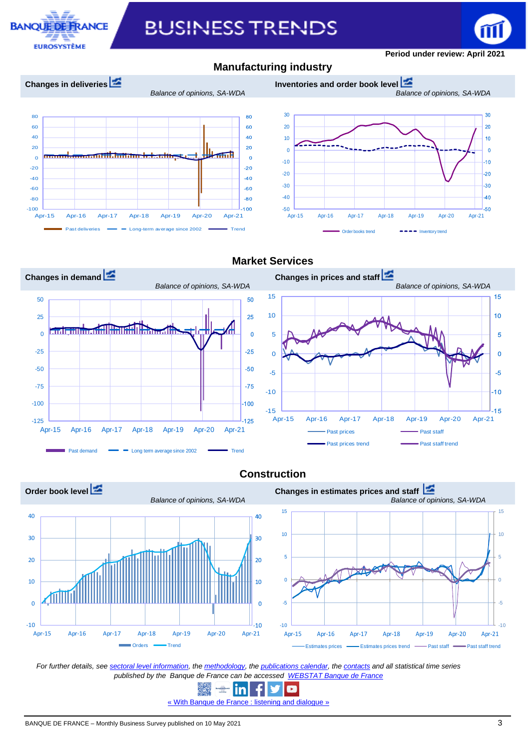**Period under review: April 2021**

## Manufacturing industry

### Changes in deliveries

*Balance of opinions, SA-WDA*

80
60
40
20
0
-20
-40
-60
-80
-100

Apr-15 Apr-16 Apr-17 Apr-18 Apr-19 Apr-20 Apr-21

Past deliveries — Long-term average since 2002 — Trend

### Inventories and order book level

*Balance of opinions, SA-WDA*

30
20
10
0
-10
-20
-30
-40
-50

Apr-15 Apr-16 Apr-17 Apr-18 Apr-19 Apr-20 Apr-21

Order books trend — Inventory trend

## Market Services

### Changes in demand

*Balance of opinions, SA-WDA*

50
25
0
-25
-50
-75
-100
-125

Apr-15 Apr-16 Apr-17 Apr-18 Apr-19 Apr-20 Apr-21

Past demand — Long term average since 2002 — Trend

### Changes in prices and staff

*Balance of opinions, SA-WDA*

15
10
5
0
-5
-10
-15

Apr-15 Apr-16 Apr-17 Apr-18 Apr-19 Apr-20 Apr-21

Past prices — Past staff — Past prices trend — Past staff trend

## Construction

### Order book level

*Balance of opinions, SA-WDA*

40
30
20
10
0
-10

Apr-15 Apr-16 Apr-17 Apr-18 Apr-19 Apr-20 Apr-21

Orders — Trend

### Changes in estimates prices and staff

*Balance of opinions, SA-WDA*

15
10
5
0
-5
-10

Apr-15 Apr-16 Apr-17 Apr-18 Apr-19 Apr-20 Apr-21

Estimates prices — Estimates prices trend — Past staff — Past staff trend

*For further details, see sectoral level information, the methodology, the publications calendar, the contacts and all statistical time series published by the Banque de France can be accessed WEBSTAT Banque de France*

« With Banque de France : listening and dialogue »

BANQUE DE FRANCE – Monthly Business Survey published on 10 May 2021